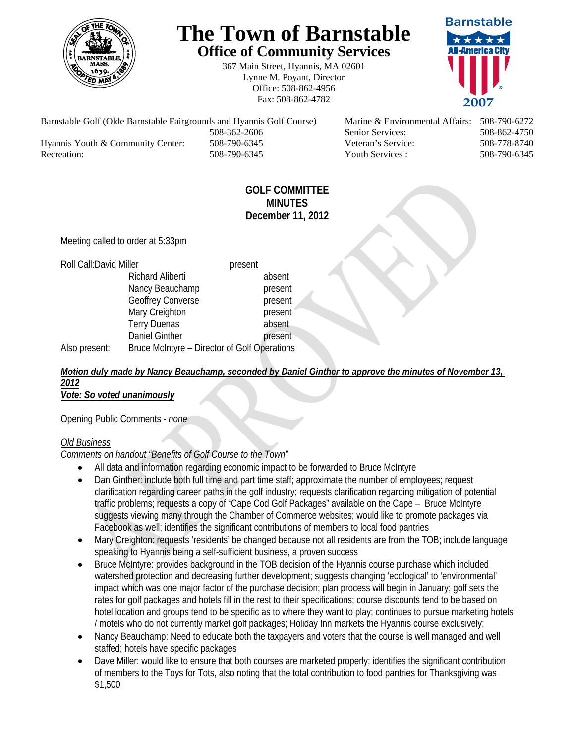# The Town of Barnstable

## Office of Community Services

367 Main Street, Hyannis, MA 02601
Lynne M. Poyant, Director
Office: 508-862-4956
Fax: 508-862-4782

| | | | |
|---|---|---|---|
| Barnstable Golf (Olde Barnstable Fairgrounds and Hyannis Golf Course) | 508-362-2606 | Marine & Environmental Affairs: | 508-790-6272 |
| | | Senior Services: | 508-862-4750 |
| Hyannis Youth & Community Center: | 508-790-6345 | Veteran's Service: | 508-778-8740 |
| Recreation: | 508-790-6345 | Youth Services : | 508-790-6345 |

**GOLF COMMITTEE**
**MINUTES**
**December 11, 2012**

Meeting called to order at 5:33pm

| Roll Call: | | |
|---|---|---|
| | David Miller | present |
| | Richard Aliberti | absent |
| | Nancy Beauchamp | present |
| | Geoffrey Converse | present |
| | Mary Creighton | present |
| | Terry Duenas | absent |
| | Daniel Ginther | present |
| Also present: | Bruce McIntyre – Director of Golf Operations | |

***Motion duly made by Nancy Beauchamp, seconded by Daniel Ginther to approve the minutes of November 13, 2012***
***Vote: So voted unanimously***

Opening Public Comments - *none*

*Old Business*
*Comments on handout "Benefits of Golf Course to the Town"*

- All data and information regarding economic impact to be forwarded to Bruce McIntyre
- Dan Ginther: include both full time and part time staff; approximate the number of employees; request clarification regarding career paths in the golf industry; requests clarification regarding mitigation of potential traffic problems; requests a copy of "Cape Cod Golf Packages" available on the Cape – Bruce McIntyre suggests viewing many through the Chamber of Commerce websites; would like to promote packages via Facebook as well; identifies the significant contributions of members to local food pantries
- Mary Creighton: requests 'residents' be changed because not all residents are from the TOB; include language speaking to Hyannis being a self-sufficient business, a proven success
- Bruce McIntyre: provides background in the TOB decision of the Hyannis course purchase which included watershed protection and decreasing further development; suggests changing 'ecological' to 'environmental' impact which was one major factor of the purchase decision; plan process will begin in January; golf sets the rates for golf packages and hotels fill in the rest to their specifications; course discounts tend to be based on hotel location and groups tend to be specific as to where they want to play; continues to pursue marketing hotels / motels who do not currently market golf packages; Holiday Inn markets the Hyannis course exclusively;
- Nancy Beauchamp: Need to educate both the taxpayers and voters that the course is well managed and well staffed; hotels have specific packages
- Dave Miller: would like to ensure that both courses are marketed properly; identifies the significant contribution of members to the Toys for Tots, also noting that the total contribution to food pantries for Thanksgiving was $1,500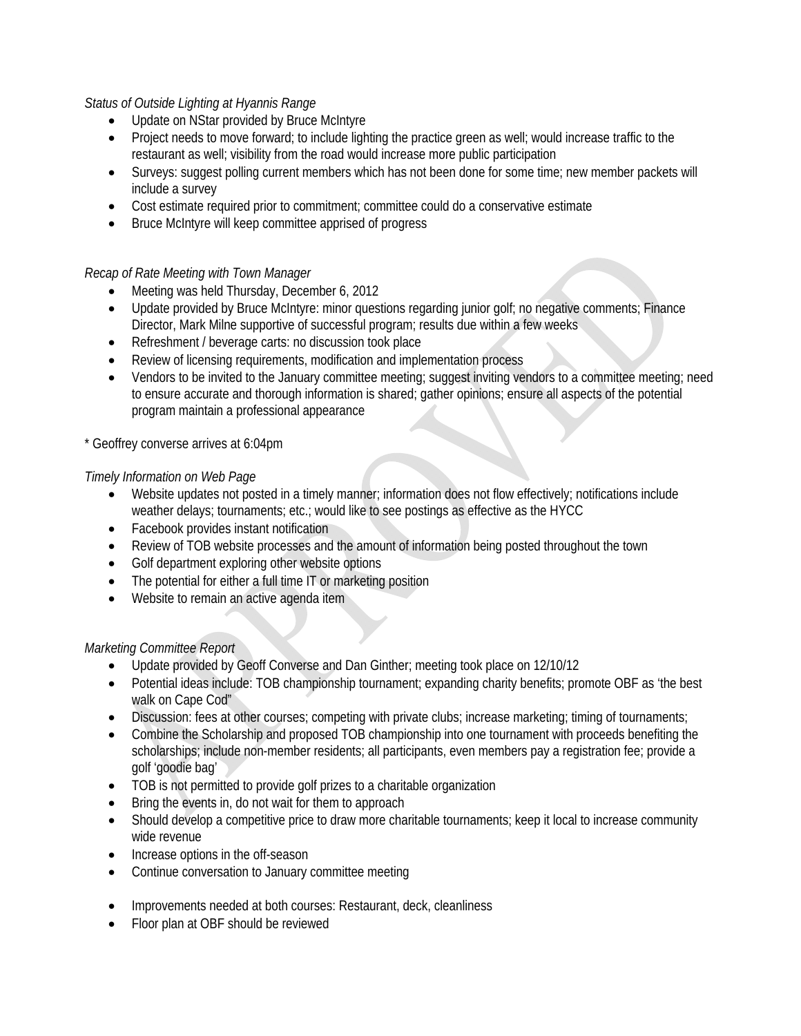*Status of Outside Lighting at Hyannis Range*

- Update on NStar provided by Bruce McIntyre
- Project needs to move forward; to include lighting the practice green as well; would increase traffic to the restaurant as well; visibility from the road would increase more public participation
- Surveys: suggest polling current members which has not been done for some time; new member packets will include a survey
- Cost estimate required prior to commitment; committee could do a conservative estimate
- Bruce McIntyre will keep committee apprised of progress

*Recap of Rate Meeting with Town Manager*

- Meeting was held Thursday, December 6, 2012
- Update provided by Bruce McIntyre: minor questions regarding junior golf; no negative comments; Finance Director, Mark Milne supportive of successful program; results due within a few weeks
- Refreshment / beverage carts: no discussion took place
- Review of licensing requirements, modification and implementation process
- Vendors to be invited to the January committee meeting; suggest inviting vendors to a committee meeting; need to ensure accurate and thorough information is shared; gather opinions; ensure all aspects of the potential program maintain a professional appearance

* Geoffrey converse arrives at 6:04pm

*Timely Information on Web Page*

- Website updates not posted in a timely manner; information does not flow effectively; notifications include weather delays; tournaments; etc.; would like to see postings as effective as the HYCC
- Facebook provides instant notification
- Review of TOB website processes and the amount of information being posted throughout the town
- Golf department exploring other website options
- The potential for either a full time IT or marketing position
- Website to remain an active agenda item

*Marketing Committee Report*

- Update provided by Geoff Converse and Dan Ginther; meeting took place on 12/10/12
- Potential ideas include: TOB championship tournament; expanding charity benefits; promote OBF as 'the best walk on Cape Cod"
- Discussion: fees at other courses; competing with private clubs; increase marketing; timing of tournaments;
- Combine the Scholarship and proposed TOB championship into one tournament with proceeds benefiting the scholarships; include non-member residents; all participants, even members pay a registration fee; provide a golf 'goodie bag'
- TOB is not permitted to provide golf prizes to a charitable organization
- Bring the events in, do not wait for them to approach
- Should develop a competitive price to draw more charitable tournaments; keep it local to increase community wide revenue
- Increase options in the off-season
- Continue conversation to January committee meeting

- Improvements needed at both courses: Restaurant, deck, cleanliness
- Floor plan at OBF should be reviewed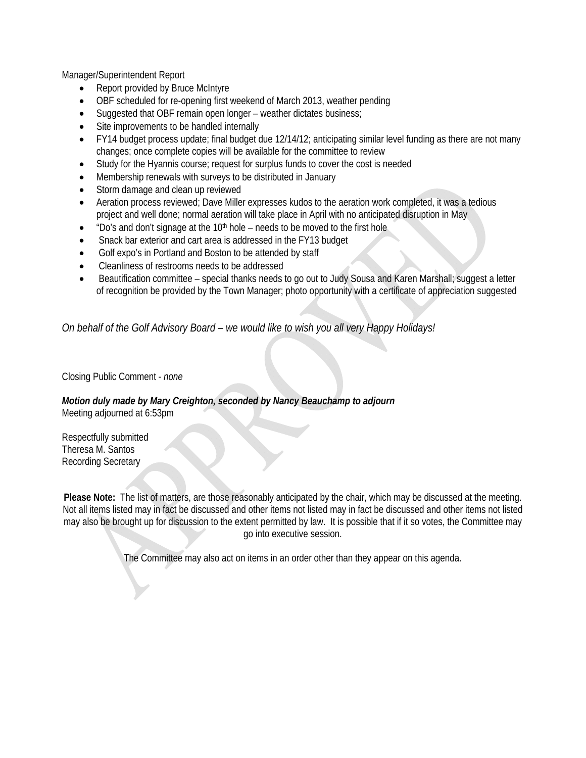Manager/Superintendent Report

- Report provided by Bruce McIntyre
- OBF scheduled for re-opening first weekend of March 2013, weather pending
- Suggested that OBF remain open longer – weather dictates business;
- Site improvements to be handled internally
- FY14 budget process update; final budget due 12/14/12; anticipating similar level funding as there are not many changes; once complete copies will be available for the committee to review
- Study for the Hyannis course; request for surplus funds to cover the cost is needed
- Membership renewals with surveys to be distributed in January
- Storm damage and clean up reviewed
- Aeration process reviewed; Dave Miller expresses kudos to the aeration work completed, it was a tedious project and well done; normal aeration will take place in April with no anticipated disruption in May
- "Do's and don't signage at the 10th hole – needs to be moved to the first hole
- Snack bar exterior and cart area is addressed in the FY13 budget
- Golf expo's in Portland and Boston to be attended by staff
- Cleanliness of restrooms needs to be addressed
- Beautification committee – special thanks needs to go out to Judy Sousa and Karen Marshall; suggest a letter of recognition be provided by the Town Manager; photo opportunity with a certificate of appreciation suggested

*On behalf of the Golf Advisory Board – we would like to wish you all very Happy Holidays!*

Closing Public Comment - *none*

***Motion duly made by Mary Creighton, seconded by Nancy Beauchamp to adjourn***
Meeting adjourned at 6:53pm

Respectfully submitted
Theresa M. Santos
Recording Secretary

**Please Note:** The list of matters, are those reasonably anticipated by the chair, which may be discussed at the meeting. Not all items listed may in fact be discussed and other items not listed may in fact be discussed and other items not listed may also be brought up for discussion to the extent permitted by law. It is possible that if it so votes, the Committee may go into executive session.

The Committee may also act on items in an order other than they appear on this agenda.